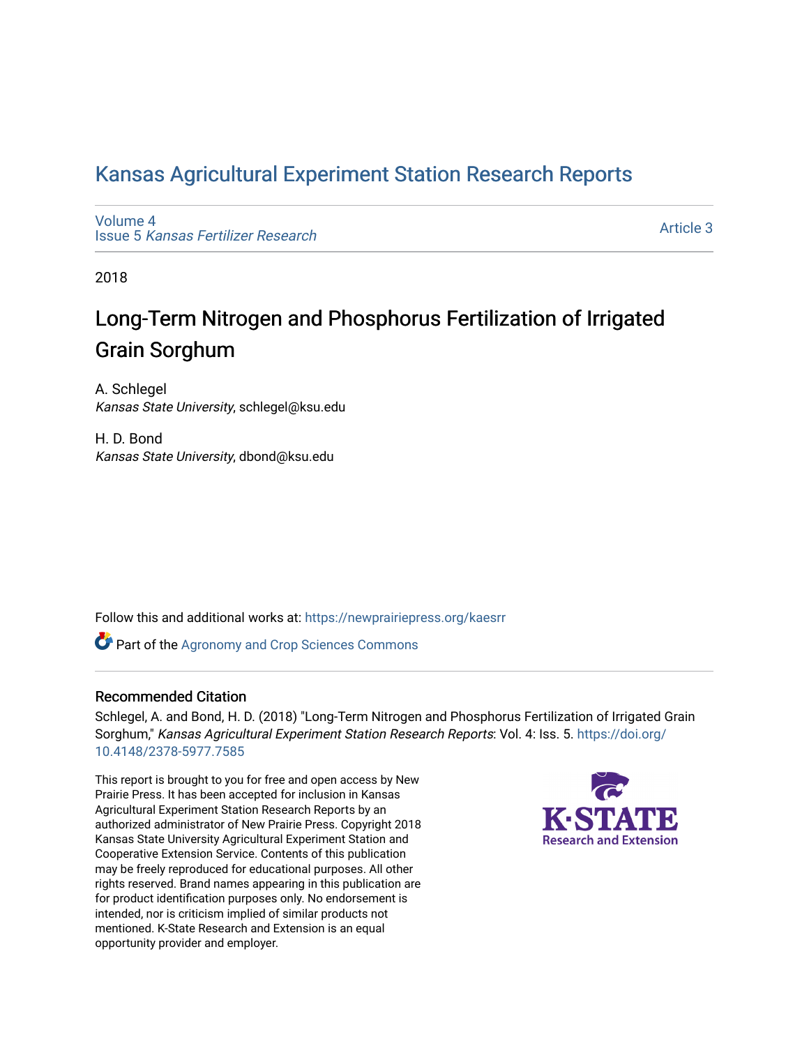# Kansas Agricultural Experiment Station Research Reports

Volume 4
Issue 5 *Kansas Fertilizer Research*

Article 3

2018

## Long-Term Nitrogen and Phosphorus Fertilization of Irrigated Grain Sorghum

A. Schlegel
*Kansas State University*, schlegel@ksu.edu

H. D. Bond
*Kansas State University*, dbond@ksu.edu

Follow this and additional works at: https://newprairiepress.org/kaesrr

Part of the Agronomy and Crop Sciences Commons

### Recommended Citation

Schlegel, A. and Bond, H. D. (2018) "Long-Term Nitrogen and Phosphorus Fertilization of Irrigated Grain Sorghum," *Kansas Agricultural Experiment Station Research Reports*: Vol. 4: Iss. 5. https://doi.org/10.4148/2378-5977.7585

This report is brought to you for free and open access by New Prairie Press. It has been accepted for inclusion in Kansas Agricultural Experiment Station Research Reports by an authorized administrator of New Prairie Press. Copyright 2018 Kansas State University Agricultural Experiment Station and Cooperative Extension Service. Contents of this publication may be freely reproduced for educational purposes. All other rights reserved. Brand names appearing in this publication are for product identification purposes only. No endorsement is intended, nor is criticism implied of similar products not mentioned. K-State Research and Extension is an equal opportunity provider and employer.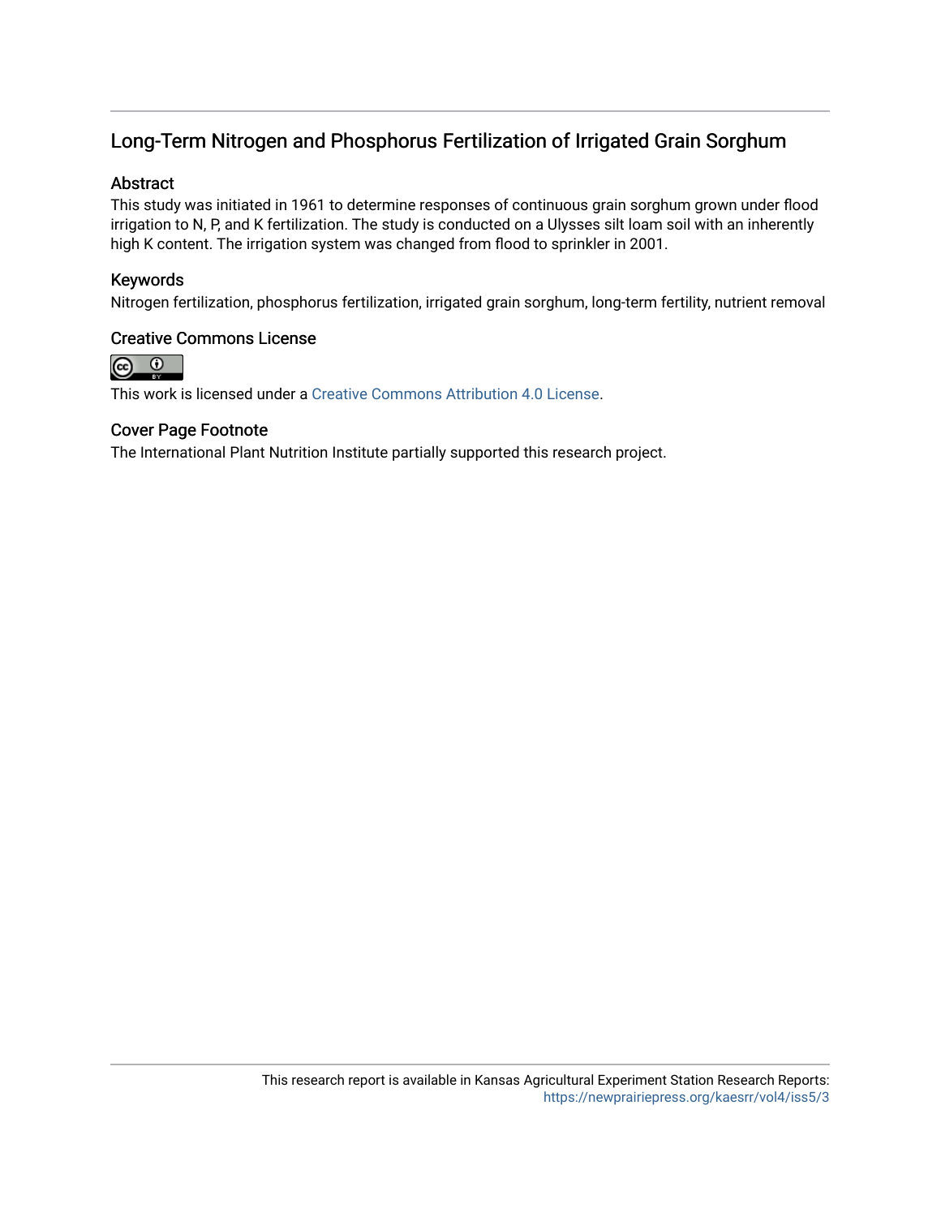## Long-Term Nitrogen and Phosphorus Fertilization of Irrigated Grain Sorghum

### Abstract

This study was initiated in 1961 to determine responses of continuous grain sorghum grown under flood irrigation to N, P, and K fertilization. The study is conducted on a Ulysses silt loam soil with an inherently high K content. The irrigation system was changed from flood to sprinkler in 2001.

### Keywords

Nitrogen fertilization, phosphorus fertilization, irrigated grain sorghum, long-term fertility, nutrient removal

### Creative Commons License

This work is licensed under a Creative Commons Attribution 4.0 License.

### Cover Page Footnote

The International Plant Nutrition Institute partially supported this research project.

This research report is available in Kansas Agricultural Experiment Station Research Reports: https://newprairiepress.org/kaesrr/vol4/iss5/3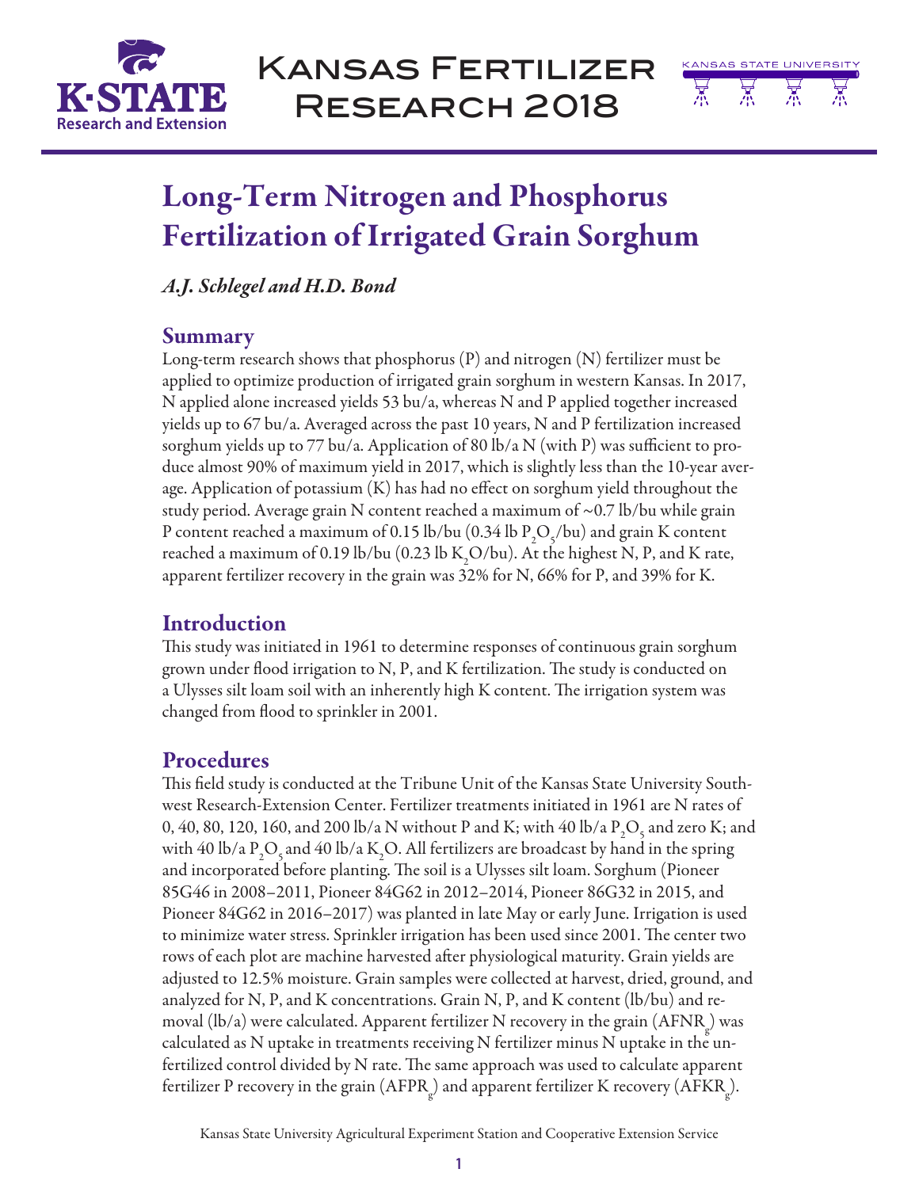# Long-Term Nitrogen and Phosphorus Fertilization of Irrigated Grain Sorghum

*A.J. Schlegel and H.D. Bond*

## Summary

Long-term research shows that phosphorus (P) and nitrogen (N) fertilizer must be applied to optimize production of irrigated grain sorghum in western Kansas. In 2017, N applied alone increased yields 53 bu/a, whereas N and P applied together increased yields up to 67 bu/a. Averaged across the past 10 years, N and P fertilization increased sorghum yields up to 77 bu/a. Application of 80 lb/a N (with P) was sufficient to produce almost 90% of maximum yield in 2017, which is slightly less than the 10-year average. Application of potassium (K) has had no effect on sorghum yield throughout the study period. Average grain N content reached a maximum of ~0.7 lb/bu while grain P content reached a maximum of 0.15 lb/bu (0.34 lb $P_2O_5$/bu) and grain K content reached a maximum of 0.19 lb/bu (0.23 lb $K_2O$/bu). At the highest N, P, and K rate, apparent fertilizer recovery in the grain was 32% for N, 66% for P, and 39% for K.

## Introduction

This study was initiated in 1961 to determine responses of continuous grain sorghum grown under flood irrigation to N, P, and K fertilization. The study is conducted on a Ulysses silt loam soil with an inherently high K content. The irrigation system was changed from flood to sprinkler in 2001.

## Procedures

This field study is conducted at the Tribune Unit of the Kansas State University Southwest Research-Extension Center. Fertilizer treatments initiated in 1961 are N rates of 0, 40, 80, 120, 160, and 200 lb/a N without P and K; with 40 lb/a $P_2O_5$ and zero K; and with 40 lb/a $P_2O_5$ and 40 lb/a $K_2O$. All fertilizers are broadcast by hand in the spring and incorporated before planting. The soil is a Ulysses silt loam. Sorghum (Pioneer 85G46 in 2008–2011, Pioneer 84G62 in 2012–2014, Pioneer 86G32 in 2015, and Pioneer 84G62 in 2016–2017) was planted in late May or early June. Irrigation is used to minimize water stress. Sprinkler irrigation has been used since 2001. The center two rows of each plot are machine harvested after physiological maturity. Grain yields are adjusted to 12.5% moisture. Grain samples were collected at harvest, dried, ground, and analyzed for N, P, and K concentrations. Grain N, P, and K content (lb/bu) and removal (lb/a) were calculated. Apparent fertilizer N recovery in the grain ($AFNR_g$) was calculated as N uptake in treatments receiving N fertilizer minus N uptake in the unfertilized control divided by N rate. The same approach was used to calculate apparent fertilizer P recovery in the grain ($AFPR_g$) and apparent fertilizer K recovery ($AFKR_g$).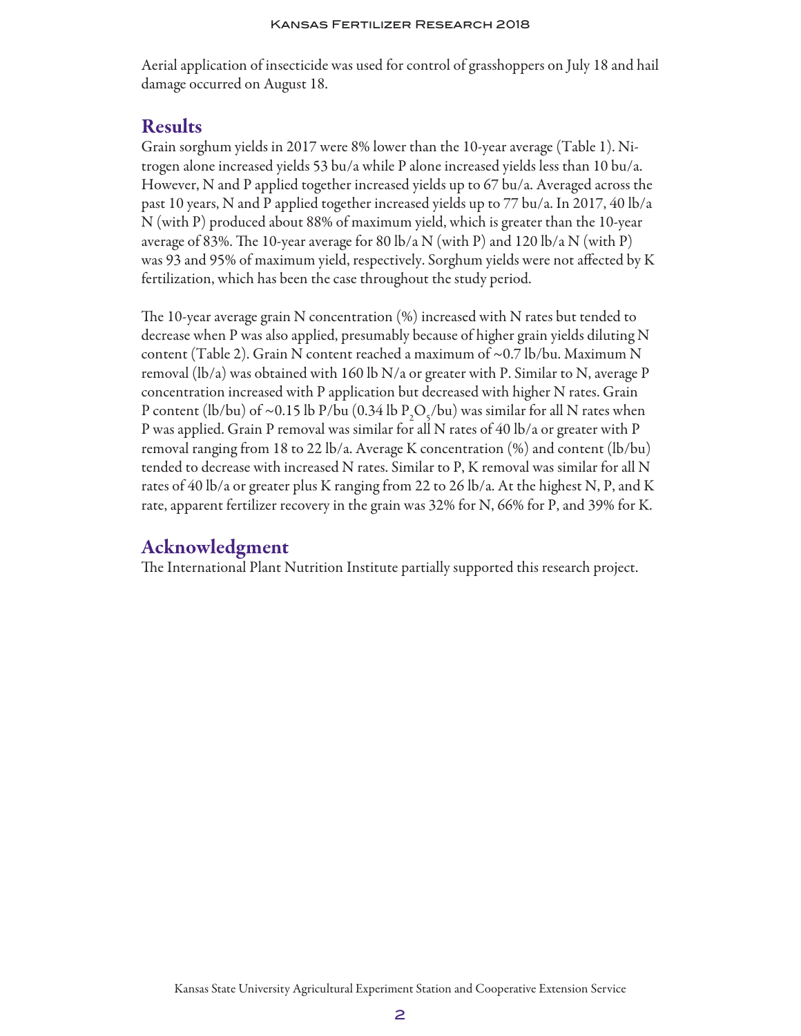Aerial application of insecticide was used for control of grasshoppers on July 18 and hail damage occurred on August 18.

## Results

Grain sorghum yields in 2017 were 8% lower than the 10-year average (Table 1). Nitrogen alone increased yields 53 bu/a while P alone increased yields less than 10 bu/a. However, N and P applied together increased yields up to 67 bu/a. Averaged across the past 10 years, N and P applied together increased yields up to 77 bu/a. In 2017, 40 lb/a N (with P) produced about 88% of maximum yield, which is greater than the 10-year average of 83%. The 10-year average for 80 lb/a N (with P) and 120 lb/a N (with P) was 93 and 95% of maximum yield, respectively. Sorghum yields were not affected by K fertilization, which has been the case throughout the study period.

The 10-year average grain N concentration (%) increased with N rates but tended to decrease when P was also applied, presumably because of higher grain yields diluting N content (Table 2). Grain N content reached a maximum of ~0.7 lb/bu. Maximum N removal (lb/a) was obtained with 160 lb N/a or greater with P. Similar to N, average P concentration increased with P application but decreased with higher N rates. Grain P content (lb/bu) of ~0.15 lb P/bu (0.34 lb $P_2O_5$/bu) was similar for all N rates when P was applied. Grain P removal was similar for all N rates of 40 lb/a or greater with P removal ranging from 18 to 22 lb/a. Average K concentration (%) and content (lb/bu) tended to decrease with increased N rates. Similar to P, K removal was similar for all N rates of 40 lb/a or greater plus K ranging from 22 to 26 lb/a. At the highest N, P, and K rate, apparent fertilizer recovery in the grain was 32% for N, 66% for P, and 39% for K.

## Acknowledgment

The International Plant Nutrition Institute partially supported this research project.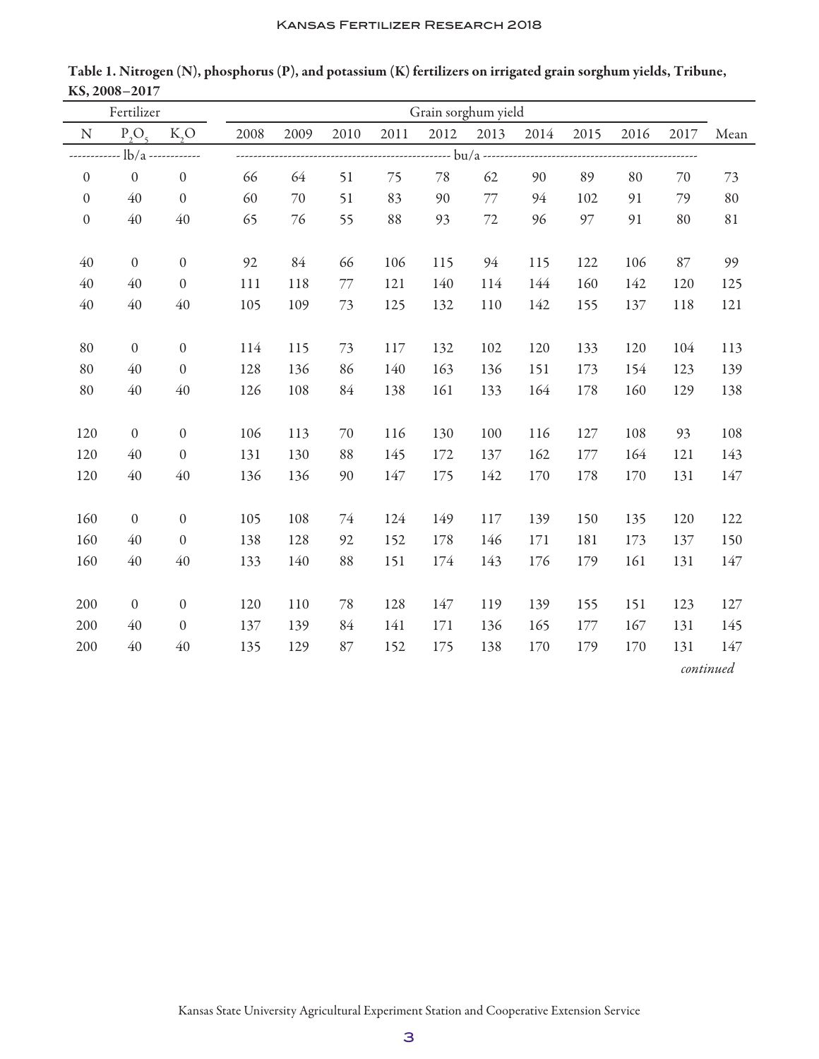**Table 1. Nitrogen (N), phosphorus (P), and potassium (K) fertilizers on irrigated grain sorghum yields, Tribune, KS, 2008–2017**

| Fertilizer | | | Grain sorghum yield | | | | | | | | | | |
|---|---|---|---|---|---|---|---|---|---|---|---|---|---|
| N | $P_2O_5$ | $K_2O$ | 2008 | 2009 | 2010 | 2011 | 2012 | 2013 | 2014 | 2015 | 2016 | 2017 | Mean |
| ------------ lb/a ------------ | | | ---------- bu/a ---------- | | | | | | | | | | |
| 0 | 0 | 0 | 66 | 64 | 51 | 75 | 78 | 62 | 90 | 89 | 80 | 70 | 73 |
| 0 | 40 | 0 | 60 | 70 | 51 | 83 | 90 | 77 | 94 | 102 | 91 | 79 | 80 |
| 0 | 40 | 40 | 65 | 76 | 55 | 88 | 93 | 72 | 96 | 97 | 91 | 80 | 81 |
| | | | | | | | | | | | | | |
| 40 | 0 | 0 | 92 | 84 | 66 | 106 | 115 | 94 | 115 | 122 | 106 | 87 | 99 |
| 40 | 40 | 0 | 111 | 118 | 77 | 121 | 140 | 114 | 144 | 160 | 142 | 120 | 125 |
| 40 | 40 | 40 | 105 | 109 | 73 | 125 | 132 | 110 | 142 | 155 | 137 | 118 | 121 |
| | | | | | | | | | | | | | |
| 80 | 0 | 0 | 114 | 115 | 73 | 117 | 132 | 102 | 120 | 133 | 120 | 104 | 113 |
| 80 | 40 | 0 | 128 | 136 | 86 | 140 | 163 | 136 | 151 | 173 | 154 | 123 | 139 |
| 80 | 40 | 40 | 126 | 108 | 84 | 138 | 161 | 133 | 164 | 178 | 160 | 129 | 138 |
| | | | | | | | | | | | | | |
| 120 | 0 | 0 | 106 | 113 | 70 | 116 | 130 | 100 | 116 | 127 | 108 | 93 | 108 |
| 120 | 40 | 0 | 131 | 130 | 88 | 145 | 172 | 137 | 162 | 177 | 164 | 121 | 143 |
| 120 | 40 | 40 | 136 | 136 | 90 | 147 | 175 | 142 | 170 | 178 | 170 | 131 | 147 |
| | | | | | | | | | | | | | |
| 160 | 0 | 0 | 105 | 108 | 74 | 124 | 149 | 117 | 139 | 150 | 135 | 120 | 122 |
| 160 | 40 | 0 | 138 | 128 | 92 | 152 | 178 | 146 | 171 | 181 | 173 | 137 | 150 |
| 160 | 40 | 40 | 133 | 140 | 88 | 151 | 174 | 143 | 176 | 179 | 161 | 131 | 147 |
| | | | | | | | | | | | | | |
| 200 | 0 | 0 | 120 | 110 | 78 | 128 | 147 | 119 | 139 | 155 | 151 | 123 | 127 |
| 200 | 40 | 0 | 137 | 139 | 84 | 141 | 171 | 136 | 165 | 177 | 167 | 131 | 145 |
| 200 | 40 | 40 | 135 | 129 | 87 | 152 | 175 | 138 | 170 | 179 | 170 | 131 | 147 |

*continued*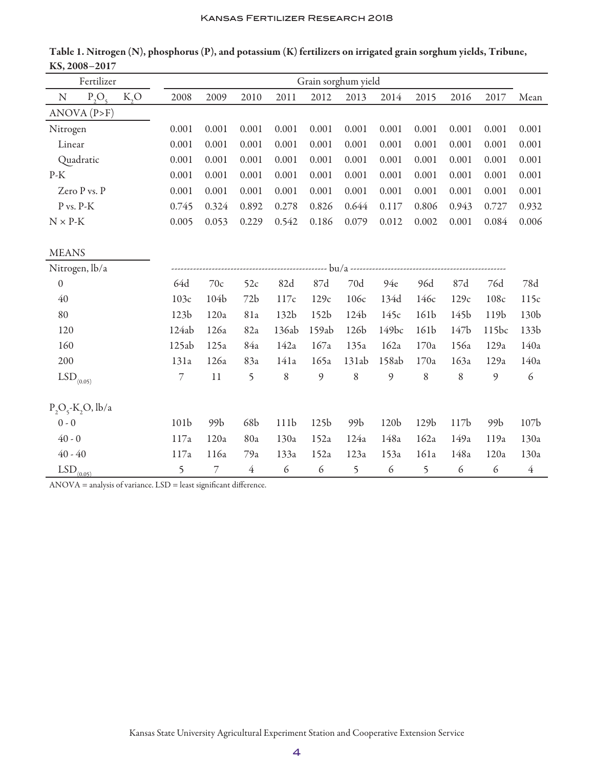**Table 1. Nitrogen (N), phosphorus (P), and potassium (K) fertilizers on irrigated grain sorghum yields, Tribune, KS, 2008–2017**

| Fertilizer | | | Grain sorghum yield | | | | | | | | | | |
|---|---|---|---|---|---|---|---|---|---|---|---|---|---|
| N | $P_2O_5$ | $K_2O$ | 2008 | 2009 | 2010 | 2011 | 2012 | 2013 | 2014 | 2015 | 2016 | 2017 | Mean |
| ANOVA (P>F) | | | | | | | | | | | | | |
| Nitrogen | | | 0.001 | 0.001 | 0.001 | 0.001 | 0.001 | 0.001 | 0.001 | 0.001 | 0.001 | 0.001 | 0.001 |
| Linear | | | 0.001 | 0.001 | 0.001 | 0.001 | 0.001 | 0.001 | 0.001 | 0.001 | 0.001 | 0.001 | 0.001 |
| Quadratic | | | 0.001 | 0.001 | 0.001 | 0.001 | 0.001 | 0.001 | 0.001 | 0.001 | 0.001 | 0.001 | 0.001 |
| P-K | | | 0.001 | 0.001 | 0.001 | 0.001 | 0.001 | 0.001 | 0.001 | 0.001 | 0.001 | 0.001 | 0.001 |
| Zero P vs. P | | | 0.001 | 0.001 | 0.001 | 0.001 | 0.001 | 0.001 | 0.001 | 0.001 | 0.001 | 0.001 | 0.001 |
| P vs. P-K | | | 0.745 | 0.324 | 0.892 | 0.278 | 0.826 | 0.644 | 0.117 | 0.806 | 0.943 | 0.727 | 0.932 |
| N × P-K | | | 0.005 | 0.053 | 0.229 | 0.542 | 0.186 | 0.079 | 0.012 | 0.002 | 0.001 | 0.084 | 0.006 |
| MEANS | | | | | | | | | | | | | |
| Nitrogen, lb/a | | | bu/a | | | | | | | | | | |
| 0 | | | 64d | 70c | 52c | 82d | 87d | 70d | 94e | 96d | 87d | 76d | 78d |
| 40 | | | 103c | 104b | 72b | 117c | 129c | 106c | 134d | 146c | 129c | 108c | 115c |
| 80 | | | 123b | 120a | 81a | 132b | 152b | 124b | 145c | 161b | 145b | 119b | 130b |
| 120 | | | 124ab | 126a | 82a | 136ab | 159ab | 126b | 149bc | 161b | 147b | 115bc | 133b |
| 160 | | | 125ab | 125a | 84a | 142a | 167a | 135a | 162a | 170a | 156a | 129a | 140a |
| 200 | | | 131a | 126a | 83a | 141a | 165a | 131ab | 158ab | 170a | 163a | 129a | 140a |
| $LSD_{(0.05)}$ | | | 7 | 11 | 5 | 8 | 9 | 8 | 9 | 8 | 8 | 9 | 6 |
| $P_2O_5$-$K_2O$, lb/a | | | | | | | | | | | | | |
| 0 - 0 | | | 101b | 99b | 68b | 111b | 125b | 99b | 120b | 129b | 117b | 99b | 107b |
| 40 - 0 | | | 117a | 120a | 80a | 130a | 152a | 124a | 148a | 162a | 149a | 119a | 130a |
| 40 - 40 | | | 117a | 116a | 79a | 133a | 152a | 123a | 153a | 161a | 148a | 120a | 130a |
| $LSD_{(0.05)}$ | | | 5 | 7 | 4 | 6 | 6 | 5 | 6 | 5 | 6 | 6 | 4 |

ANOVA = analysis of variance. LSD = least significant difference.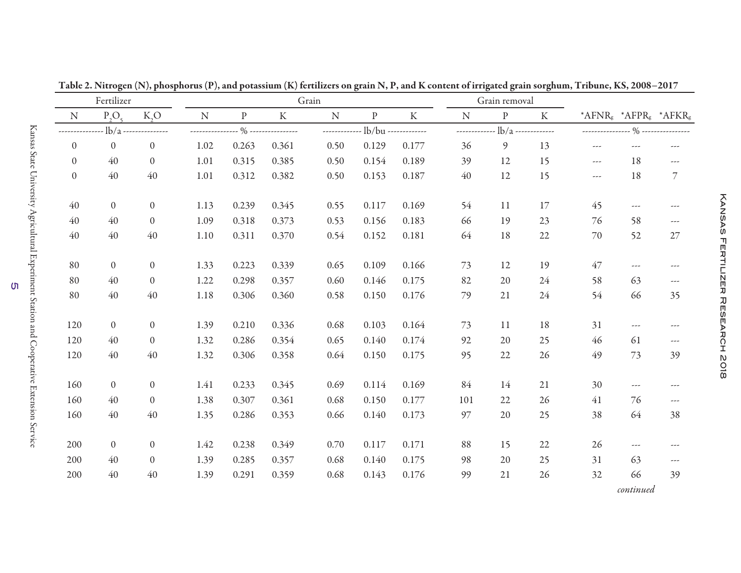**Table 2. Nitrogen (N), phosphorus (P), and potassium (K) fertilizers on grain N, P, and K content of irrigated grain sorghum, Tribune, KS, 2008–2017**

| Fertilizer | | | Grain | | | | | | Grain removal | | | | | |
|---|---|---|---|---|---|---|---|---|---|---|---|---|---|---|
| N | $P_2O_5$ | $K_2O$ | N | P | K | N | P | K | N | P | K | *$AFNR_g$ | *$AFPR_g$ | *$AFKR_g$ |
| lb/a | | | % | | | lb/bu | | | lb/a | | | % | | |
| 0 | 0 | 0 | 1.02 | 0.263 | 0.361 | 0.50 | 0.129 | 0.177 | 36 | 9 | 13 | --- | --- | --- |
| 0 | 40 | 0 | 1.01 | 0.315 | 0.385 | 0.50 | 0.154 | 0.189 | 39 | 12 | 15 | --- | 18 | --- |
| 0 | 40 | 40 | 1.01 | 0.312 | 0.382 | 0.50 | 0.153 | 0.187 | 40 | 12 | 15 | --- | 18 | 7 |
| 40 | 0 | 0 | 1.13 | 0.239 | 0.345 | 0.55 | 0.117 | 0.169 | 54 | 11 | 17 | 45 | --- | --- |
| 40 | 40 | 0 | 1.09 | 0.318 | 0.373 | 0.53 | 0.156 | 0.183 | 66 | 19 | 23 | 76 | 58 | --- |
| 40 | 40 | 40 | 1.10 | 0.311 | 0.370 | 0.54 | 0.152 | 0.181 | 64 | 18 | 22 | 70 | 52 | 27 |
| 80 | 0 | 0 | 1.33 | 0.223 | 0.339 | 0.65 | 0.109 | 0.166 | 73 | 12 | 19 | 47 | --- | --- |
| 80 | 40 | 0 | 1.22 | 0.298 | 0.357 | 0.60 | 0.146 | 0.175 | 82 | 20 | 24 | 58 | 63 | --- |
| 80 | 40 | 40 | 1.18 | 0.306 | 0.360 | 0.58 | 0.150 | 0.176 | 79 | 21 | 24 | 54 | 66 | 35 |
| 120 | 0 | 0 | 1.39 | 0.210 | 0.336 | 0.68 | 0.103 | 0.164 | 73 | 11 | 18 | 31 | --- | --- |
| 120 | 40 | 0 | 1.32 | 0.286 | 0.354 | 0.65 | 0.140 | 0.174 | 92 | 20 | 25 | 46 | 61 | --- |
| 120 | 40 | 40 | 1.32 | 0.306 | 0.358 | 0.64 | 0.150 | 0.175 | 95 | 22 | 26 | 49 | 73 | 39 |
| 160 | 0 | 0 | 1.41 | 0.233 | 0.345 | 0.69 | 0.114 | 0.169 | 84 | 14 | 21 | 30 | --- | --- |
| 160 | 40 | 0 | 1.38 | 0.307 | 0.361 | 0.68 | 0.150 | 0.177 | 101 | 22 | 26 | 41 | 76 | --- |
| 160 | 40 | 40 | 1.35 | 0.286 | 0.353 | 0.66 | 0.140 | 0.173 | 97 | 20 | 25 | 38 | 64 | 38 |
| 200 | 0 | 0 | 1.42 | 0.238 | 0.349 | 0.70 | 0.117 | 0.171 | 88 | 15 | 22 | 26 | --- | --- |
| 200 | 40 | 0 | 1.39 | 0.285 | 0.357 | 0.68 | 0.140 | 0.175 | 98 | 20 | 25 | 31 | 63 | --- |
| 200 | 40 | 40 | 1.39 | 0.291 | 0.359 | 0.68 | 0.143 | 0.176 | 99 | 21 | 26 | 32 | 66 | 39 |

*continued*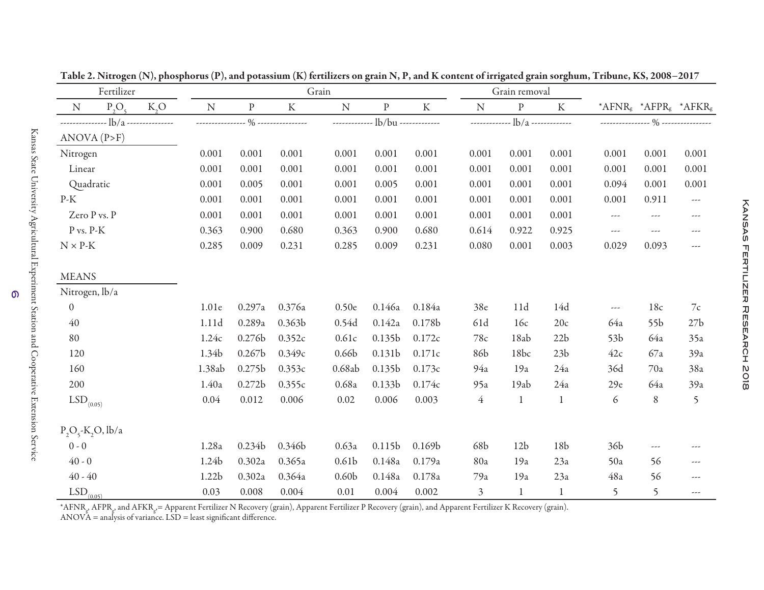Table 2. Nitrogen (N), phosphorus (P), and potassium (K) fertilizers on grain N, P, and K content of irrigated grain sorghum, Tribune, KS, 2008–2017

| Fertilizer | | | Grain | | | | | | Grain removal | | | | | |
|---|---|---|---|---|---|---|---|---|---|---|---|---|---|---|
| N | $P_2O_5$ | $K_2O$ | N | P | K | N | P | K | N | P | K | *$AFNR_g$ | *$AFPR_g$ | *$AFKR_g$ |
| lb/a | | | % | | | lb/bu | | | lb/a | | | % | | |
| ANOVA (P>F) | | | | | | | | | | | | | | |
| Nitrogen | | | 0.001 | 0.001 | 0.001 | 0.001 | 0.001 | 0.001 | 0.001 | 0.001 | 0.001 | 0.001 | 0.001 | 0.001 |
| Linear | | | 0.001 | 0.001 | 0.001 | 0.001 | 0.001 | 0.001 | 0.001 | 0.001 | 0.001 | 0.001 | 0.001 | 0.001 |
| Quadratic | | | 0.001 | 0.005 | 0.001 | 0.001 | 0.005 | 0.001 | 0.001 | 0.001 | 0.001 | 0.094 | 0.001 | 0.001 |
| P-K | | | 0.001 | 0.001 | 0.001 | 0.001 | 0.001 | 0.001 | 0.001 | 0.001 | 0.001 | 0.001 | 0.911 | --- |
| Zero P vs. P | | | 0.001 | 0.001 | 0.001 | 0.001 | 0.001 | 0.001 | 0.001 | 0.001 | 0.001 | --- | --- | --- |
| P vs. P-K | | | 0.363 | 0.900 | 0.680 | 0.363 | 0.900 | 0.680 | 0.614 | 0.922 | 0.925 | --- | --- | --- |
| N × P-K | | | 0.285 | 0.009 | 0.231 | 0.285 | 0.009 | 0.231 | 0.080 | 0.001 | 0.003 | 0.029 | 0.093 | --- |
| MEANS | | | | | | | | | | | | | | |
| Nitrogen, lb/a | | | | | | | | | | | | | | |
| 0 | | | 1.01e | 0.297a | 0.376a | 0.50e | 0.146a | 0.184a | 38e | 11d | 14d | --- | 18c | 7c |
| 40 | | | 1.11d | 0.289a | 0.363b | 0.54d | 0.142a | 0.178b | 61d | 16c | 20c | 64a | 55b | 27b |
| 80 | | | 1.24c | 0.276b | 0.352c | 0.61c | 0.135b | 0.172c | 78c | 18ab | 22b | 53b | 64a | 35a |
| 120 | | | 1.34b | 0.267b | 0.349c | 0.66b | 0.131b | 0.171c | 86b | 18bc | 23b | 42c | 67a | 39a |
| 160 | | | 1.38ab | 0.275b | 0.353c | 0.68ab | 0.135b | 0.173c | 94a | 19a | 24a | 36d | 70a | 38a |
| 200 | | | 1.40a | 0.272b | 0.355c | 0.68a | 0.133b | 0.174c | 95a | 19ab | 24a | 29e | 64a | 39a |
| $LSD_{(0.05)}$ | | | 0.04 | 0.012 | 0.006 | 0.02 | 0.006 | 0.003 | 4 | 1 | 1 | 6 | 8 | 5 |
| $P_2O_5$-$K_2O$, lb/a | | | | | | | | | | | | | | |
| 0 - 0 | | | 1.28a | 0.234b | 0.346b | 0.63a | 0.115b | 0.169b | 68b | 12b | 18b | 36b | --- | --- |
| 40 - 0 | | | 1.24b | 0.302a | 0.365a | 0.61b | 0.148a | 0.179a | 80a | 19a | 23a | 50a | 56 | --- |
| 40 - 40 | | | 1.22b | 0.302a | 0.364a | 0.60b | 0.148a | 0.178a | 79a | 19a | 23a | 48a | 56 | --- |
| $LSD_{(0.05)}$ | | | 0.03 | 0.008 | 0.004 | 0.01 | 0.004 | 0.002 | 3 | 1 | 1 | 5 | 5 | --- |

*$AFNR_g$, $AFPR_g$, and $AFKR_g$ = Apparent Fertilizer N Recovery (grain), Apparent Fertilizer P Recovery (grain), and Apparent Fertilizer K Recovery (grain).
ANOVA = analysis of variance. LSD = least significant difference.